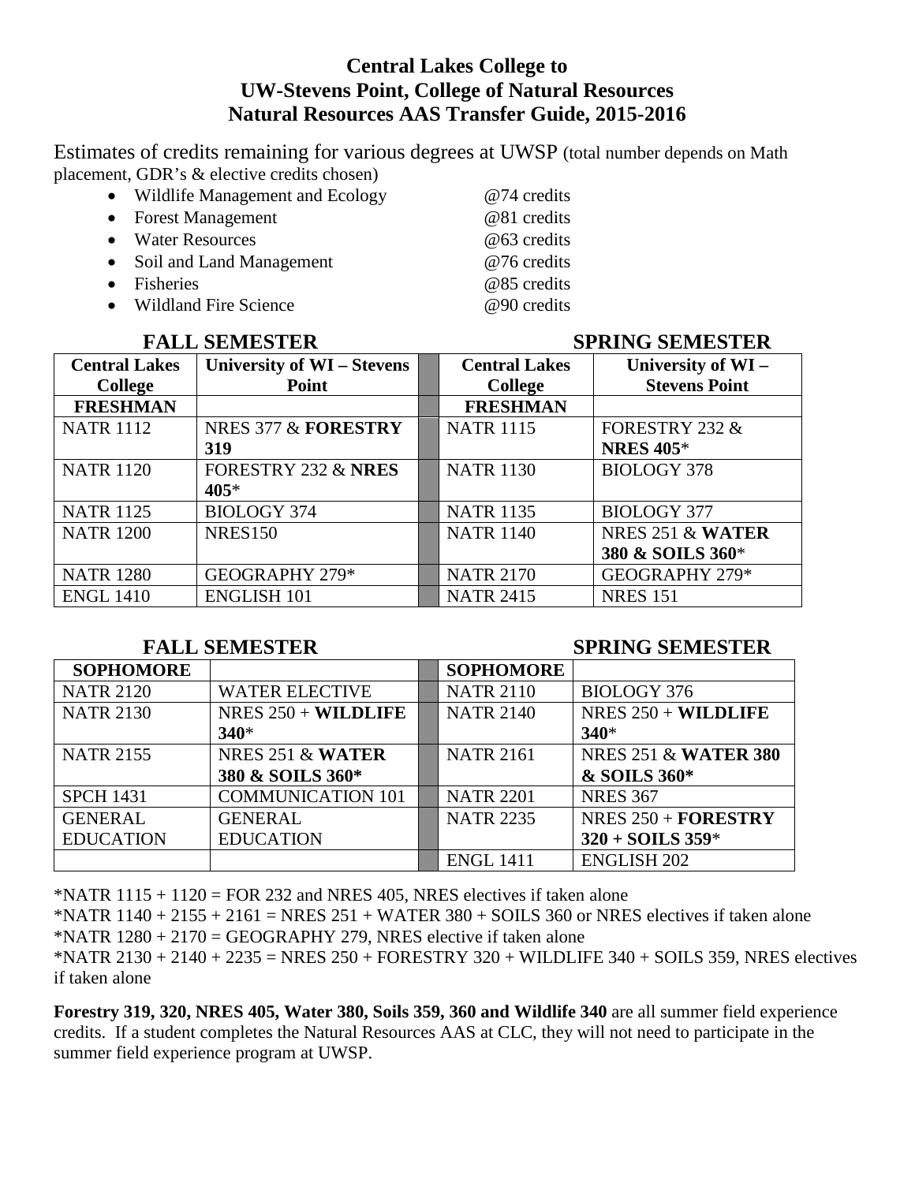# Central Lakes College to UW-Stevens Point, College of Natural Resources Natural Resources AAS Transfer Guide, 2015-2016

Estimates of credits remaining for various degrees at UWSP (total number depends on Math placement, GDR's & elective credits chosen)

- Wildlife Management and Ecology @74 credits
- Forest Management @81 credits
- Water Resources @63 credits
- Soil and Land Management @76 credits
- Fisheries @85 credits
- Wildland Fire Science @90 credits

| FALL SEMESTER | | | SPRING SEMESTER | |
|---|---|---|---|---|
| **Central Lakes College** | **University of WI – Stevens Point** | | **Central Lakes College** | **University of WI – Stevens Point** |
| **FRESHMAN** | | | **FRESHMAN** | |
| NATR 1112 | NRES 377 & **FORESTRY 319** | | NATR 1115 | FORESTRY 232 & **NRES 405***|
| NATR 1120 | FORESTRY 232 & **NRES 405*** | | NATR 1130 | BIOLOGY 378 |
| NATR 1125 | BIOLOGY 374 | | NATR 1135 | BIOLOGY 377 |
| NATR 1200 | NRES150 | | NATR 1140 | NRES 251 & **WATER 380 & SOILS 360***|
| NATR 1280 | GEOGRAPHY 279* | | NATR 2170 | GEOGRAPHY 279* |
| ENGL 1410 | ENGLISH 101 | | NATR 2415 | NRES 151 |

| FALL SEMESTER | | | SPRING SEMESTER | |
|---|---|---|---|---|
| **SOPHOMORE** | | | **SOPHOMORE** | |
| NATR 2120 | WATER ELECTIVE | | NATR 2110 | BIOLOGY 376 |
| NATR 2130 | NRES 250 + **WILDLIFE 340*** | | NATR 2140 | NRES 250 + **WILDLIFE 340*** |
| NATR 2155 | NRES 251 & **WATER 380 & SOILS 360*** | | NATR 2161 | NRES 251 & **WATER 380 & SOILS 360*** |
| SPCH 1431 | COMMUNICATION 101 | | NATR 2201 | NRES 367 |
| GENERAL EDUCATION | GENERAL EDUCATION | | NATR 2235 | NRES 250 + **FORESTRY 320 + SOILS 359*** |
| | | | ENGL 1411 | ENGLISH 202 |

*NATR 1115 + 1120 = FOR 232 and NRES 405, NRES electives if taken alone
*NATR 1140 + 2155 + 2161 = NRES 251 + WATER 380 + SOILS 360 or NRES electives if taken alone
*NATR 1280 + 2170 = GEOGRAPHY 279, NRES elective if taken alone
*NATR 2130 + 2140 + 2235 = NRES 250 + FORESTRY 320 + WILDLIFE 340 + SOILS 359, NRES electives if taken alone

**Forestry 319, 320, NRES 405, Water 380, Soils 359, 360 and Wildlife 340** are all summer field experience credits. If a student completes the Natural Resources AAS at CLC, they will not need to participate in the summer field experience program at UWSP.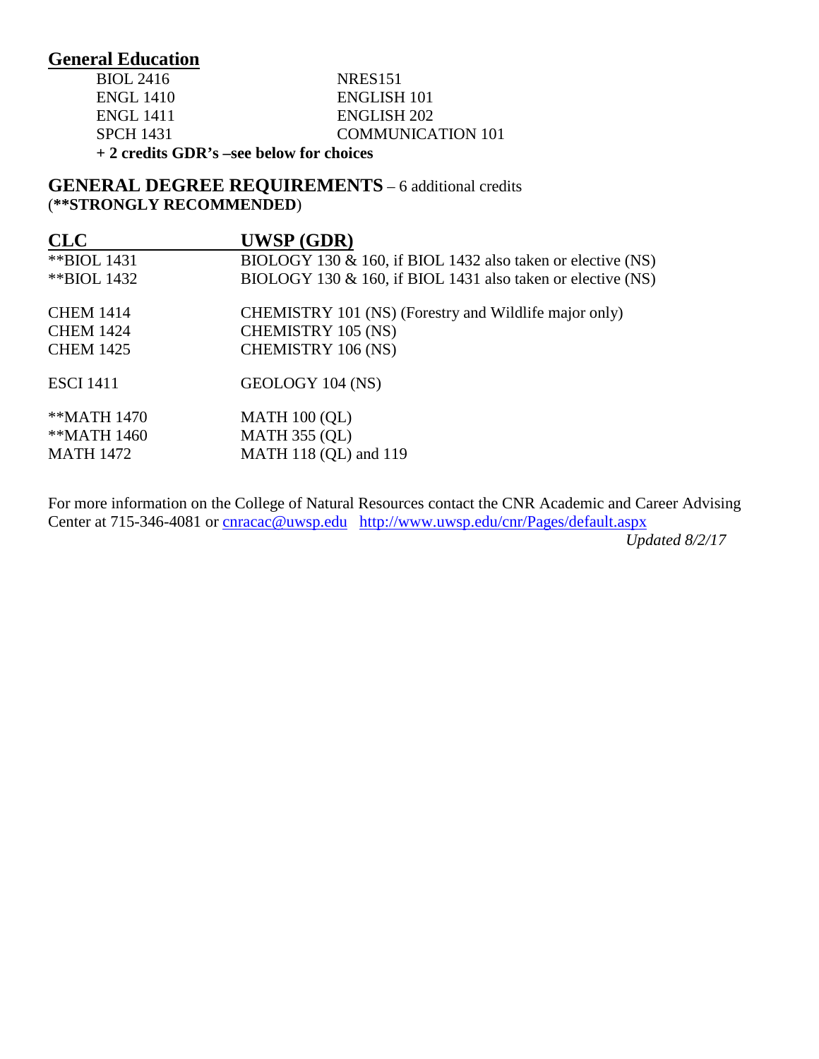## General Education

| | |
|---|---|
| BIOL 2416 | NRES151 |
| ENGL 1410 | ENGLISH 101 |
| ENGL 1411 | ENGLISH 202 |
| SPCH 1431 | COMMUNICATION 101 |

**+ 2 credits GDR's –see below for choices**

## GENERAL DEGREE REQUIREMENTS – 6 additional credits
(**\*\*STRONGLY RECOMMENDED**)

| CLC | UWSP (GDR) |
|---|---|
| **BIOL 1431 | BIOLOGY 130 & 160, if BIOL 1432 also taken or elective (NS) |
| **BIOL 1432 | BIOLOGY 130 & 160, if BIOL 1431 also taken or elective (NS) |
| CHEM 1414 | CHEMISTRY 101 (NS) (Forestry and Wildlife major only) |
| CHEM 1424 | CHEMISTRY 105 (NS) |
| CHEM 1425 | CHEMISTRY 106 (NS) |
| ESCI 1411 | GEOLOGY 104 (NS) |
| **MATH 1470 | MATH 100 (QL) |
| **MATH 1460 | MATH 355 (QL) |
| MATH 1472 | MATH 118 (QL) and 119 |

For more information on the College of Natural Resources contact the CNR Academic and Career Advising Center at 715-346-4081 or cnracac@uwsp.edu http://www.uwsp.edu/cnr/Pages/default.aspx

*Updated 8/2/17*